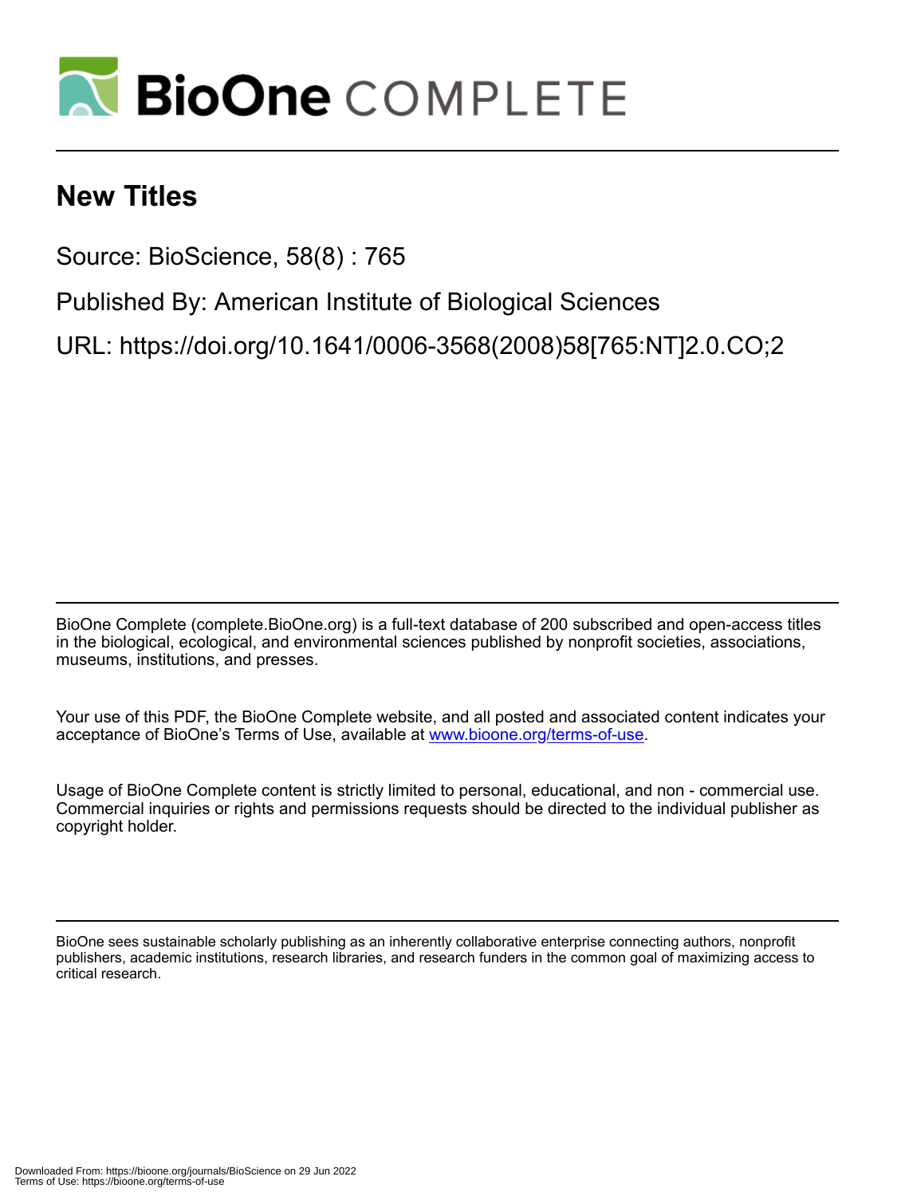# New Titles

Source: BioScience, 58(8) : 765

Published By: American Institute of Biological Sciences

URL: https://doi.org/10.1641/0006-3568(2008)58[765:NT]2.0.CO;2

BioOne Complete (complete.BioOne.org) is a full-text database of 200 subscribed and open-access titles in the biological, ecological, and environmental sciences published by nonprofit societies, associations, museums, institutions, and presses.

Your use of this PDF, the BioOne Complete website, and all posted and associated content indicates your acceptance of BioOne's Terms of Use, available at www.bioone.org/terms-of-use.

Usage of BioOne Complete content is strictly limited to personal, educational, and non - commercial use. Commercial inquiries or rights and permissions requests should be directed to the individual publisher as copyright holder.

BioOne sees sustainable scholarly publishing as an inherently collaborative enterprise connecting authors, nonprofit publishers, academic institutions, research libraries, and research funders in the common goal of maximizing access to critical research.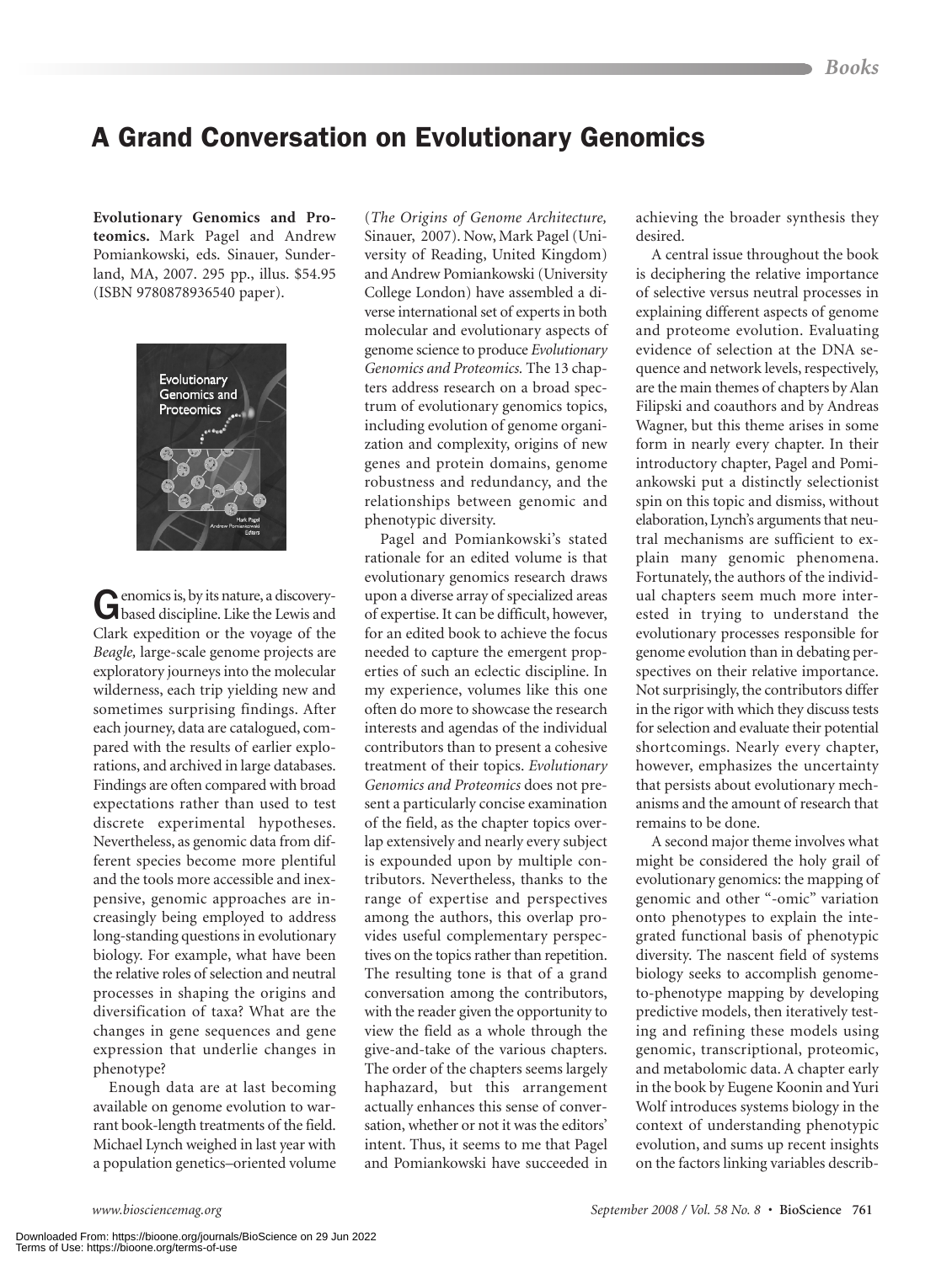# A Grand Conversation on Evolutionary Genomics

**Evolutionary Genomics and Proteomics.** Mark Pagel and Andrew Pomiankowski, eds. Sinauer, Sunderland, MA, 2007. 295 pp., illus. $54.95 (ISBN 9780878936540 paper).

Genomics is, by its nature, a discovery-based discipline. Like the Lewis and Clark expedition or the voyage of the *Beagle,* large-scale genome projects are exploratory journeys into the molecular wilderness, each trip yielding new and sometimes surprising findings. After each journey, data are catalogued, compared with the results of earlier explorations, and archived in large databases. Findings are often compared with broad expectations rather than used to test discrete experimental hypotheses. Nevertheless, as genomic data from different species become more plentiful and the tools more accessible and inexpensive, genomic approaches are increasingly being employed to address long-standing questions in evolutionary biology. For example, what have been the relative roles of selection and neutral processes in shaping the origins and diversification of taxa? What are the changes in gene sequences and gene expression that underlie changes in phenotype?

Enough data are at last becoming available on genome evolution to warrant book-length treatments of the field. Michael Lynch weighed in last year with a population genetics–oriented volume (*The Origins of Genome Architecture,* Sinauer, 2007). Now, Mark Pagel (University of Reading, United Kingdom) and Andrew Pomiankowski (University College London) have assembled a diverse international set of experts in both molecular and evolutionary aspects of genome science to produce *Evolutionary Genomics and Proteomics.* The 13 chapters address research on a broad spectrum of evolutionary genomics topics, including evolution of genome organization and complexity, origins of new genes and protein domains, genome robustness and redundancy, and the relationships between genomic and phenotypic diversity.

Pagel and Pomiankowski's stated rationale for an edited volume is that evolutionary genomics research draws upon a diverse array of specialized areas of expertise. It can be difficult, however, for an edited book to achieve the focus needed to capture the emergent properties of such an eclectic discipline. In my experience, volumes like this one often do more to showcase the research interests and agendas of the individual contributors than to present a cohesive treatment of their topics. *Evolutionary Genomics and Proteomics* does not present a particularly concise examination of the field, as the chapter topics overlap extensively and nearly every subject is expounded upon by multiple contributors. Nevertheless, thanks to the range of expertise and perspectives among the authors, this overlap provides useful complementary perspectives on the topics rather than repetition. The resulting tone is that of a grand conversation among the contributors, with the reader given the opportunity to view the field as a whole through the give-and-take of the various chapters. The order of the chapters seems largely haphazard, but this arrangement actually enhances this sense of conversation, whether or not it was the editors' intent. Thus, it seems to me that Pagel and Pomiankowski have succeeded in achieving the broader synthesis they desired.

A central issue throughout the book is deciphering the relative importance of selective versus neutral processes in explaining different aspects of genome and proteome evolution. Evaluating evidence of selection at the DNA sequence and network levels, respectively, are the main themes of chapters by Alan Filipski and coauthors and by Andreas Wagner, but this theme arises in some form in nearly every chapter. In their introductory chapter, Pagel and Pomiankowski put a distinctly selectionist spin on this topic and dismiss, without elaboration, Lynch's arguments that neutral mechanisms are sufficient to explain many genomic phenomena. Fortunately, the authors of the individual chapters seem much more interested in trying to understand the evolutionary processes responsible for genome evolution than in debating perspectives on their relative importance. Not surprisingly, the contributors differ in the rigor with which they discuss tests for selection and evaluate their potential shortcomings. Nearly every chapter, however, emphasizes the uncertainty that persists about evolutionary mechanisms and the amount of research that remains to be done.

A second major theme involves what might be considered the holy grail of evolutionary genomics: the mapping of genomic and other "-omic" variation onto phenotypes to explain the integrated functional basis of phenotypic diversity. The nascent field of systems biology seeks to accomplish genome-to-phenotype mapping by developing predictive models, then iteratively testing and refining these models using genomic, transcriptional, proteomic, and metabolomic data. A chapter early in the book by Eugene Koonin and Yuri Wolf introduces systems biology in the context of understanding phenotypic evolution, and sums up recent insights on the factors linking variables describ-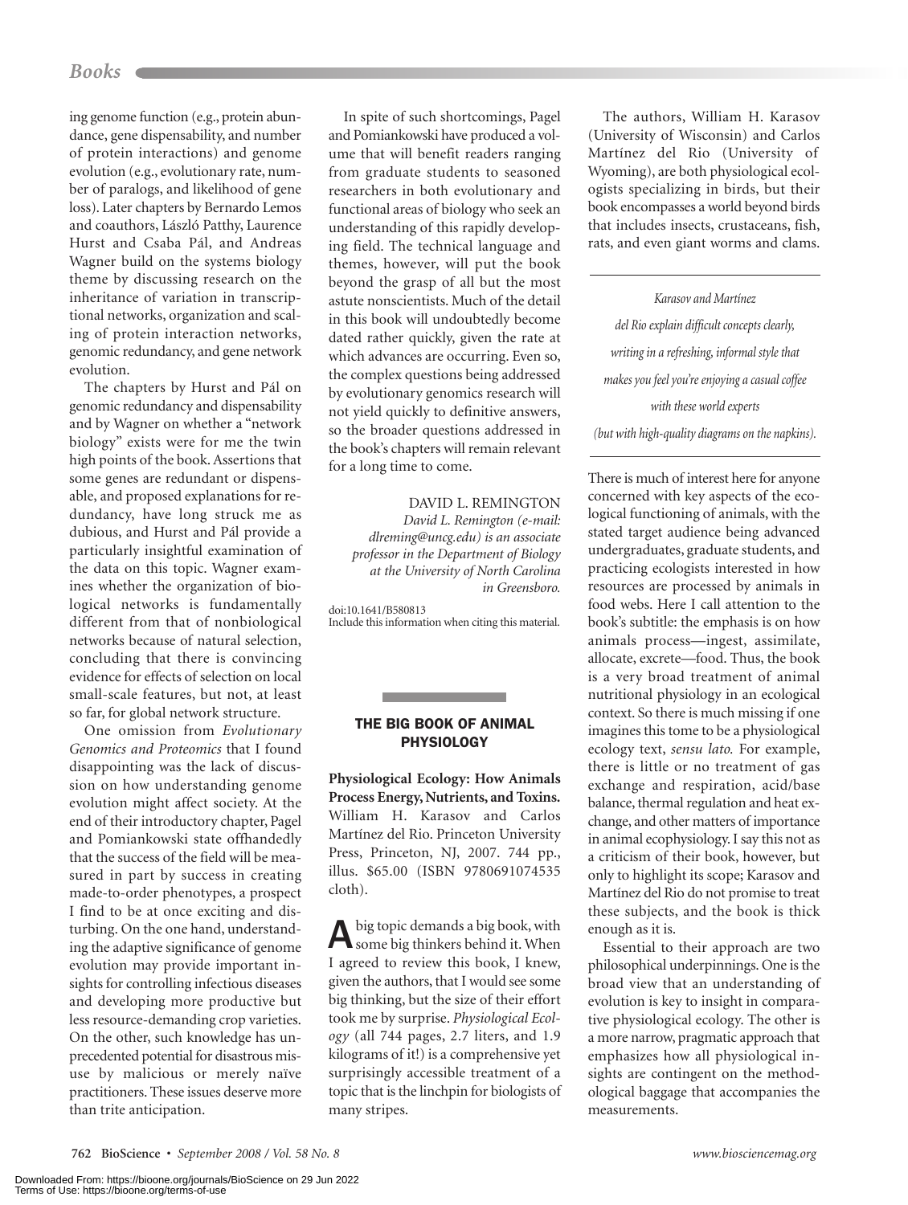ing genome function (e.g., protein abundance, gene dispensability, and number of protein interactions) and genome evolution (e.g., evolutionary rate, number of paralogs, and likelihood of gene loss). Later chapters by Bernardo Lemos and coauthors, László Patthy, Laurence Hurst and Csaba Pál, and Andreas Wagner build on the systems biology theme by discussing research on the inheritance of variation in transcriptional networks, organization and scaling of protein interaction networks, genomic redundancy, and gene network evolution.

The chapters by Hurst and Pál on genomic redundancy and dispensability and by Wagner on whether a "network biology" exists were for me the twin high points of the book. Assertions that some genes are redundant or dispensable, and proposed explanations for redundancy, have long struck me as dubious, and Hurst and Pál provide a particularly insightful examination of the data on this topic. Wagner examines whether the organization of biological networks is fundamentally different from that of nonbiological networks because of natural selection, concluding that there is convincing evidence for effects of selection on local small-scale features, but not, at least so far, for global network structure.

One omission from *Evolutionary Genomics and Proteomics* that I found disappointing was the lack of discussion on how understanding genome evolution might affect society. At the end of their introductory chapter, Pagel and Pomiankowski state offhandedly that the success of the field will be measured in part by success in creating made-to-order phenotypes, a prospect I find to be at once exciting and disturbing. On the one hand, understanding the adaptive significance of genome evolution may provide important insights for controlling infectious diseases and developing more productive but less resource-demanding crop varieties. On the other, such knowledge has unprecedented potential for disastrous misuse by malicious or merely naïve practitioners. These issues deserve more than trite anticipation.

In spite of such shortcomings, Pagel and Pomiankowski have produced a volume that will benefit readers ranging from graduate students to seasoned researchers in both evolutionary and functional areas of biology who seek an understanding of this rapidly developing field. The technical language and themes, however, will put the book beyond the grasp of all but the most astute nonscientists. Much of the detail in this book will undoubtedly become dated rather quickly, given the rate at which advances are occurring. Even so, the complex questions being addressed by evolutionary genomics research will not yield quickly to definitive answers, so the broader questions addressed in the book's chapters will remain relevant for a long time to come.

DAVID L. REMINGTON
*David L. Remington (e-mail: dlreming@uncg.edu) is an associate professor in the Department of Biology at the University of North Carolina in Greensboro.*

doi:10.1641/B580813
Include this information when citing this material.

## THE BIG BOOK OF ANIMAL PHYSIOLOGY

**Physiological Ecology: How Animals Process Energy, Nutrients, and Toxins.** William H. Karasov and Carlos Martínez del Rio. Princeton University Press, Princeton, NJ, 2007. 744 pp., illus. $65.00 (ISBN 9780691074535 cloth).

A big topic demands a big book, with some big thinkers behind it. When I agreed to review this book, I knew, given the authors, that I would see some big thinking, but the size of their effort took me by surprise. *Physiological Ecology* (all 744 pages, 2.7 liters, and 1.9 kilograms of it!) is a comprehensive yet surprisingly accessible treatment of a topic that is the linchpin for biologists of many stripes.

The authors, William H. Karasov (University of Wisconsin) and Carlos Martínez del Rio (University of Wyoming), are both physiological ecologists specializing in birds, but their book encompasses a world beyond birds that includes insects, crustaceans, fish, rats, and even giant worms and clams.

*Karasov and Martínez del Rio explain difficult concepts clearly, writing in a refreshing, informal style that makes you feel you're enjoying a casual coffee with these world experts (but with high-quality diagrams on the napkins).*

There is much of interest here for anyone concerned with key aspects of the ecological functioning of animals, with the stated target audience being advanced undergraduates, graduate students, and practicing ecologists interested in how resources are processed by animals in food webs. Here I call attention to the book's subtitle: the emphasis is on how animals process—ingest, assimilate, allocate, excrete—food. Thus, the book is a very broad treatment of animal nutritional physiology in an ecological context. So there is much missing if one imagines this tome to be a physiological ecology text, *sensu lato.* For example, there is little or no treatment of gas exchange and respiration, acid/base balance, thermal regulation and heat exchange, and other matters of importance in animal ecophysiology. I say this not as a criticism of their book, however, but only to highlight its scope; Karasov and Martínez del Rio do not promise to treat these subjects, and the book is thick enough as it is.

Essential to their approach are two philosophical underpinnings. One is the broad view that an understanding of evolution is key to insight in comparative physiological ecology. The other is a more narrow, pragmatic approach that emphasizes how all physiological insights are contingent on the methodological baggage that accompanies the measurements.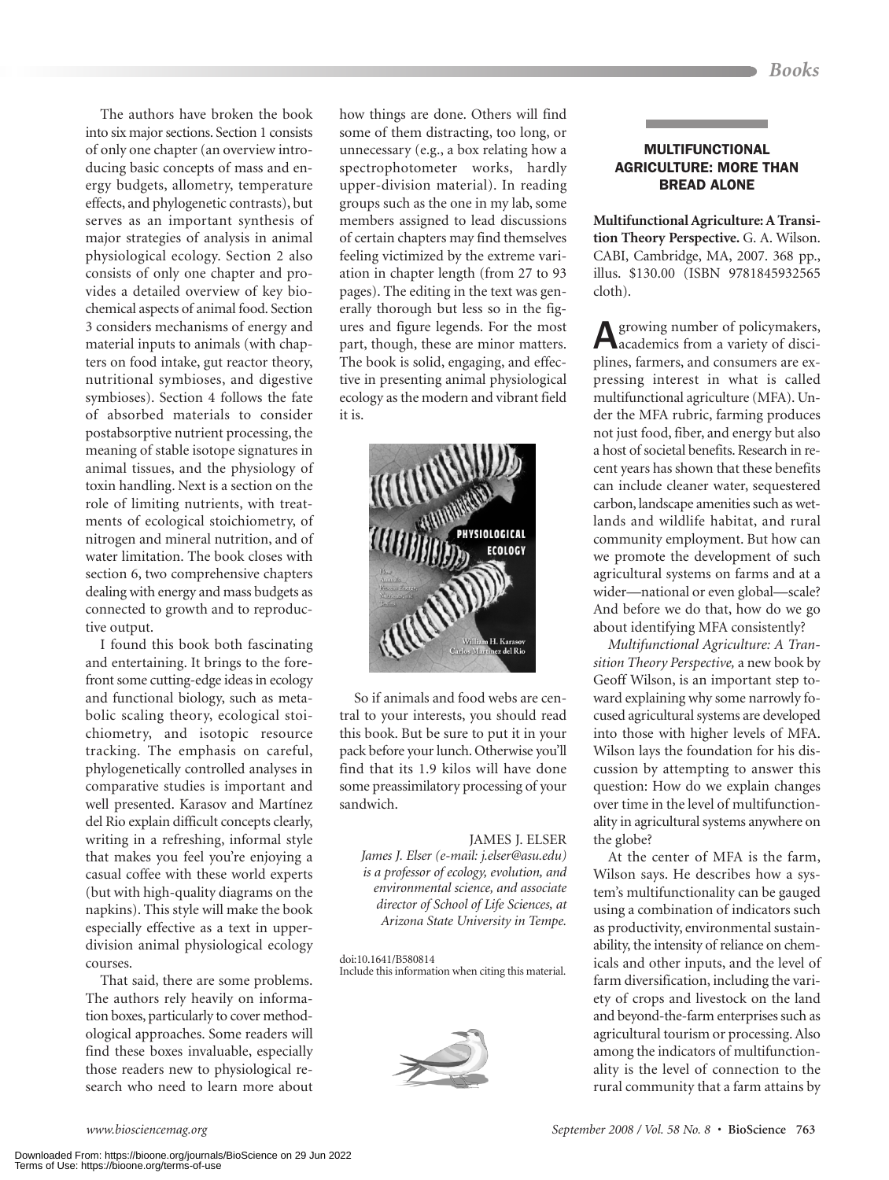The authors have broken the book into six major sections. Section 1 consists of only one chapter (an overview introducing basic concepts of mass and energy budgets, allometry, temperature effects, and phylogenetic contrasts), but serves as an important synthesis of major strategies of analysis in animal physiological ecology. Section 2 also consists of only one chapter and provides a detailed overview of key biochemical aspects of animal food. Section 3 considers mechanisms of energy and material inputs to animals (with chapters on food intake, gut reactor theory, nutritional symbioses, and digestive symbioses). Section 4 follows the fate of absorbed materials to consider postabsorptive nutrient processing, the meaning of stable isotope signatures in animal tissues, and the physiology of toxin handling. Next is a section on the role of limiting nutrients, with treatments of ecological stoichiometry, of nitrogen and mineral nutrition, and of water limitation. The book closes with section 6, two comprehensive chapters dealing with energy and mass budgets as connected to growth and to reproductive output.

I found this book both fascinating and entertaining. It brings to the forefront some cutting-edge ideas in ecology and functional biology, such as metabolic scaling theory, ecological stoichiometry, and isotopic resource tracking. The emphasis on careful, phylogenetically controlled analyses in comparative studies is important and well presented. Karasov and Martínez del Rio explain difficult concepts clearly, writing in a refreshing, informal style that makes you feel you're enjoying a casual coffee with these world experts (but with high-quality diagrams on the napkins). This style will make the book especially effective as a text in upper-division animal physiological ecology courses.

That said, there are some problems. The authors rely heavily on information boxes, particularly to cover methodological approaches. Some readers will find these boxes invaluable, especially those readers new to physiological research who need to learn more about how things are done. Others will find some of them distracting, too long, or unnecessary (e.g., a box relating how a spectrophotometer works, hardly upper-division material). In reading groups such as the one in my lab, some members assigned to lead discussions of certain chapters may find themselves feeling victimized by the extreme variation in chapter length (from 27 to 93 pages). The editing in the text was generally thorough but less so in the figures and figure legends. For the most part, though, these are minor matters. The book is solid, engaging, and effective in presenting animal physiological ecology as the modern and vibrant field it is.

So if animals and food webs are central to your interests, you should read this book. But be sure to put it in your pack before your lunch. Otherwise you'll find that its 1.9 kilos will have done some preassimilatory processing of your sandwich.

JAMES J. ELSER

*James J. Elser (e-mail: j.elser@asu.edu) is a professor of ecology, evolution, and environmental science, and associate director of School of Life Sciences, at Arizona State University in Tempe.*

doi:10.1641/B580814
Include this information when citing this material.

## MULTIFUNCTIONAL AGRICULTURE: MORE THAN BREAD ALONE

**Multifunctional Agriculture: A Transition Theory Perspective.** G. A. Wilson. CABI, Cambridge, MA, 2007. 368 pp., illus. $130.00 (ISBN 9781845932565 cloth).

A growing number of policymakers, academics from a variety of disciplines, farmers, and consumers are expressing interest in what is called multifunctional agriculture (MFA). Under the MFA rubric, farming produces not just food, fiber, and energy but also a host of societal benefits. Research in recent years has shown that these benefits can include cleaner water, sequestered carbon, landscape amenities such as wetlands and wildlife habitat, and rural community employment. But how can we promote the development of such agricultural systems on farms and at a wider—national or even global—scale? And before we do that, how do we go about identifying MFA consistently?

*Multifunctional Agriculture: A Transition Theory Perspective,* a new book by Geoff Wilson, is an important step toward explaining why some narrowly focused agricultural systems are developed into those with higher levels of MFA. Wilson lays the foundation for his discussion by attempting to answer this question: How do we explain changes over time in the level of multifunctionality in agricultural systems anywhere on the globe?

At the center of MFA is the farm, Wilson says. He describes how a system's multifunctionality can be gauged using a combination of indicators such as productivity, environmental sustainability, the intensity of reliance on chemicals and other inputs, and the level of farm diversification, including the variety of crops and livestock on the land and beyond-the-farm enterprises such as agricultural tourism or processing. Also among the indicators of multifunctionality is the level of connection to the rural community that a farm attains by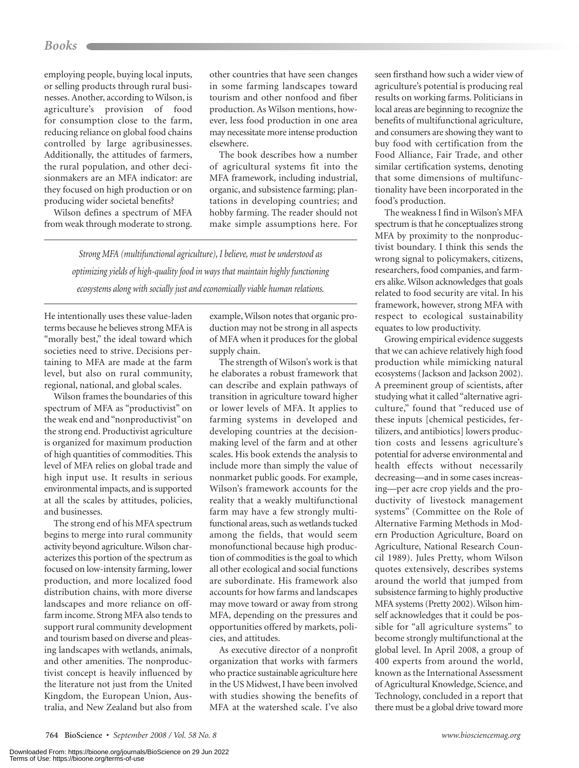employing people, buying local inputs, or selling products through rural businesses. Another, according to Wilson, is agriculture's provision of food for consumption close to the farm, reducing reliance on global food chains controlled by large agribusinesses. Additionally, the attitudes of farmers, the rural population, and other decisionmakers are an MFA indicator: are they focused on high production or on producing wider societal benefits?

Wilson defines a spectrum of MFA from weak through moderate to strong. He intentionally uses these value-laden terms because he believes strong MFA is "morally best," the ideal toward which societies need to strive. Decisions pertaining to MFA are made at the farm level, but also on rural community, regional, national, and global scales.

Wilson frames the boundaries of this spectrum of MFA as "productivist" on the weak end and "nonproductivist" on the strong end. Productivist agriculture is organized for maximum production of high quantities of commodities. This level of MFA relies on global trade and high input use. It results in serious environmental impacts, and is supported at all the scales by attitudes, policies, and businesses.

The strong end of his MFA spectrum begins to merge into rural community activity beyond agriculture. Wilson characterizes this portion of the spectrum as focused on low-intensity farming, lower production, and more localized food distribution chains, with more diverse landscapes and more reliance on off-farm income. Strong MFA also tends to support rural community development and tourism based on diverse and pleasing landscapes with wetlands, animals, and other amenities. The nonproductivist concept is heavily influenced by the literature not just from the United Kingdom, the European Union, Australia, and New Zealand but also from other countries that have seen changes in some farming landscapes toward tourism and other nonfood and fiber production. As Wilson mentions, however, less food production in one area may necessitate more intense production elsewhere.

The book describes how a number of agricultural systems fit into the MFA framework, including industrial, organic, and subsistence farming; plantations in developing countries; and hobby farming. The reader should not make simple assumptions here. For example, Wilson notes that organic production may not be strong in all aspects of MFA when it produces for the global supply chain.

*Strong MFA (multifunctional agriculture), I believe, must be understood as optimizing yields of high-quality food in ways that maintain highly functioning ecosystems along with socially just and economically viable human relations.*

The strength of Wilson's work is that he elaborates a robust framework that can describe and explain pathways of transition in agriculture toward higher or lower levels of MFA. It applies to farming systems in developed and developing countries at the decision-making level of the farm and at other scales. His book extends the analysis to include more than simply the value of nonmarket public goods. For example, Wilson's framework accounts for the reality that a weakly multifunctional farm may have a few strongly multifunctional areas, such as wetlands tucked among the fields, that would seem monofunctional because high production of commodities is the goal to which all other ecological and social functions are subordinate. His framework also accounts for how farms and landscapes may move toward or away from strong MFA, depending on the pressures and opportunities offered by markets, policies, and attitudes.

As executive director of a nonprofit organization that works with farmers who practice sustainable agriculture here in the US Midwest, I have been involved with studies showing the benefits of MFA at the watershed scale. I've also seen firsthand how such a wider view of agriculture's potential is producing real results on working farms. Politicians in local areas are beginning to recognize the benefits of multifunctional agriculture, and consumers are showing they want to buy food with certification from the Food Alliance, Fair Trade, and other similar certification systems, denoting that some dimensions of multifunctionality have been incorporated in the food's production.

The weakness I find in Wilson's MFA spectrum is that he conceptualizes strong MFA by proximity to the nonproductivist boundary. I think this sends the wrong signal to policymakers, citizens, researchers, food companies, and farmers alike. Wilson acknowledges that goals related to food security are vital. In his framework, however, strong MFA with respect to ecological sustainability equates to low productivity.

Growing empirical evidence suggests that we can achieve relatively high food production while mimicking natural ecosystems (Jackson and Jackson 2002). A preeminent group of scientists, after studying what it called "alternative agriculture," found that "reduced use of these inputs [chemical pesticides, fertilizers, and antibiotics] lowers production costs and lessens agriculture's potential for adverse environmental and health effects without necessarily decreasing—and in some cases increasing—per acre crop yields and the productivity of livestock management systems" (Committee on the Role of Alternative Farming Methods in Modern Production Agriculture, Board on Agriculture, National Research Council 1989). Jules Pretty, whom Wilson quotes extensively, describes systems around the world that jumped from subsistence farming to highly productive MFA systems (Pretty 2002). Wilson himself acknowledges that it could be possible for "all agriculture systems" to become strongly multifunctional at the global level. In April 2008, a group of 400 experts from around the world, known as the International Assessment of Agricultural Knowledge, Science, and Technology, concluded in a report that there must be a global drive toward more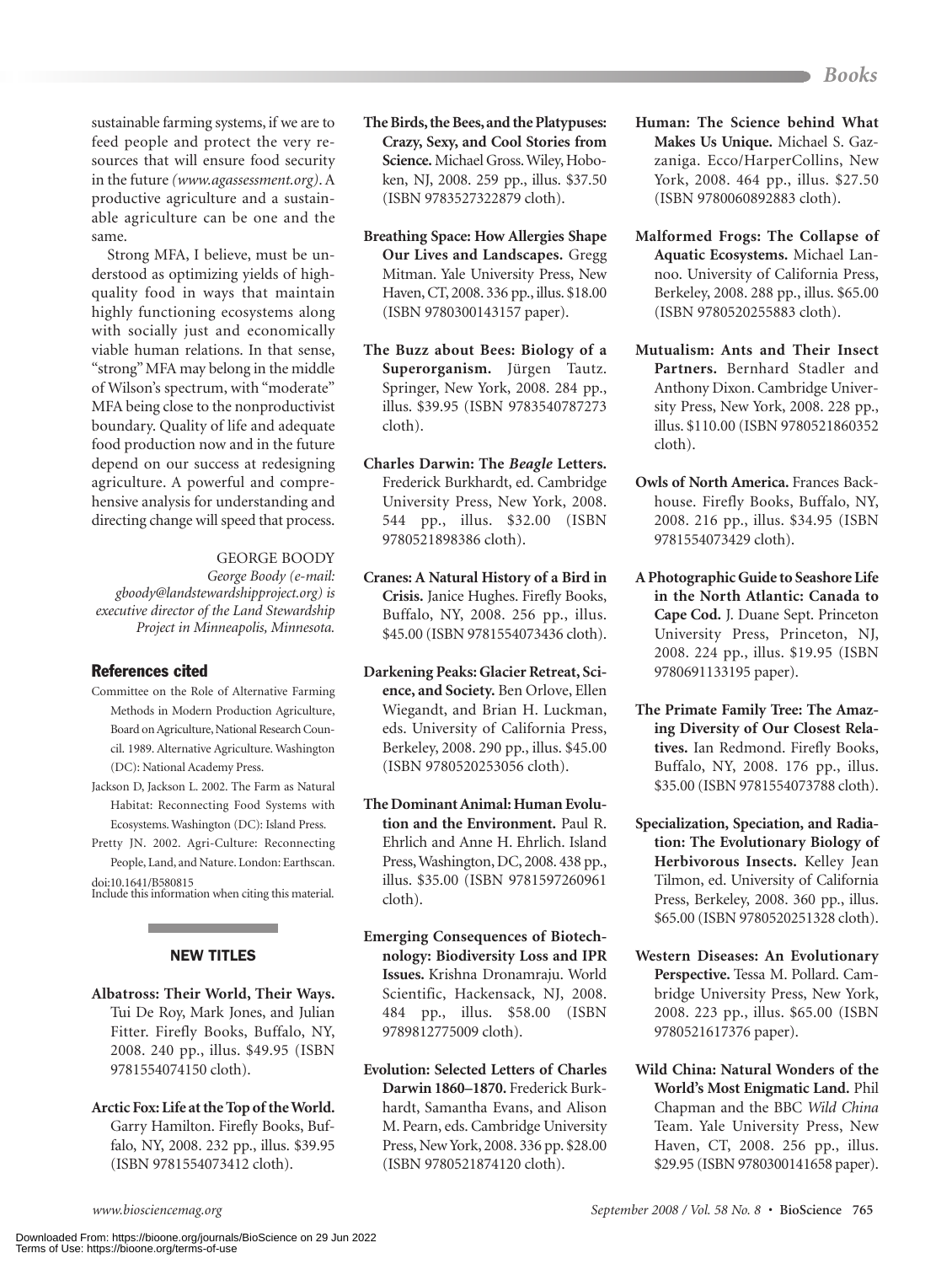sustainable farming systems, if we are to feed people and protect the very resources that will ensure food security in the future *(www.agassessment.org)*. A productive agriculture and a sustainable agriculture can be one and the same.

Strong MFA, I believe, must be understood as optimizing yields of high-quality food in ways that maintain highly functioning ecosystems along with socially just and economically viable human relations. In that sense, "strong" MFA may belong in the middle of Wilson's spectrum, with "moderate" MFA being close to the nonproductivist boundary. Quality of life and adequate food production now and in the future depend on our success at redesigning agriculture. A powerful and comprehensive analysis for understanding and directing change will speed that process.

GEORGE BOODY
*George Boody (e-mail: gboody@landstewardshipproject.org) is executive director of the Land Stewardship Project in Minneapolis, Minnesota.*

## References cited

Committee on the Role of Alternative Farming Methods in Modern Production Agriculture, Board on Agriculture, National Research Council. 1989. Alternative Agriculture. Washington (DC): National Academy Press.

Jackson D, Jackson L. 2002. The Farm as Natural Habitat: Reconnecting Food Systems with Ecosystems. Washington (DC): Island Press.

Pretty JN. 2002. Agri-Culture: Reconnecting People, Land, and Nature. London: Earthscan.

doi:10.1641/B580815
Include this information when citing this material.

## NEW TITLES

**Albatross: Their World, Their Ways.** Tui De Roy, Mark Jones, and Julian Fitter. Firefly Books, Buffalo, NY, 2008. 240 pp., illus. $49.95 (ISBN 9781554074150 cloth).

**Arctic Fox: Life at the Top of the World.** Garry Hamilton. Firefly Books, Buffalo, NY, 2008. 232 pp., illus. $39.95 (ISBN 9781554073412 cloth).

**The Birds, the Bees, and the Platypuses: Crazy, Sexy, and Cool Stories from Science.** Michael Gross. Wiley, Hoboken, NJ, 2008. 259 pp., illus. $37.50 (ISBN 9783527322879 cloth).

**Breathing Space: How Allergies Shape Our Lives and Landscapes.** Gregg Mitman. Yale University Press, New Haven, CT, 2008. 336 pp., illus. $18.00 (ISBN 9780300143157 paper).

**The Buzz about Bees: Biology of a Superorganism.** Jürgen Tautz. Springer, New York, 2008. 284 pp., illus. $39.95 (ISBN 9783540787273 cloth).

**Charles Darwin: The *Beagle* Letters.** Frederick Burkhardt, ed. Cambridge University Press, New York, 2008. 544 pp., illus. $32.00 (ISBN 9780521898386 cloth).

**Cranes: A Natural History of a Bird in Crisis.** Janice Hughes. Firefly Books, Buffalo, NY, 2008. 256 pp., illus. $45.00 (ISBN 9781554073436 cloth).

**Darkening Peaks: Glacier Retreat, Science, and Society.** Ben Orlove, Ellen Wiegandt, and Brian H. Luckman, eds. University of California Press, Berkeley, 2008. 290 pp., illus. $45.00 (ISBN 9780520253056 cloth).

**The Dominant Animal: Human Evolution and the Environment.** Paul R. Ehrlich and Anne H. Ehrlich. Island Press, Washington, DC, 2008. 438 pp., illus. $35.00 (ISBN 9781597260961 cloth).

**Emerging Consequences of Biotechnology: Biodiversity Loss and IPR Issues.** Krishna Dronamraju. World Scientific, Hackensack, NJ, 2008. 484 pp., illus. $58.00 (ISBN 9789812775009 cloth).

**Evolution: Selected Letters of Charles Darwin 1860–1870.** Frederick Burkhardt, Samantha Evans, and Alison M. Pearn, eds. Cambridge University Press, New York, 2008. 336 pp. $28.00 (ISBN 9780521874120 cloth).

**Human: The Science behind What Makes Us Unique.** Michael S. Gazzaniga. Ecco/HarperCollins, New York, 2008. 464 pp., illus. $27.50 (ISBN 9780060892883 cloth).

**Malformed Frogs: The Collapse of Aquatic Ecosystems.** Michael Lannoo. University of California Press, Berkeley, 2008. 288 pp., illus. $65.00 (ISBN 9780520255883 cloth).

**Mutualism: Ants and Their Insect Partners.** Bernhard Stadler and Anthony Dixon. Cambridge University Press, New York, 2008. 228 pp., illus. $110.00 (ISBN 9780521860352 cloth).

**Owls of North America.** Frances Backhouse. Firefly Books, Buffalo, NY, 2008. 216 pp., illus. $34.95 (ISBN 9781554073429 cloth).

**A Photographic Guide to Seashore Life in the North Atlantic: Canada to Cape Cod.** J. Duane Sept. Princeton University Press, Princeton, NJ, 2008. 224 pp., illus. $19.95 (ISBN 9780691133195 paper).

**The Primate Family Tree: The Amazing Diversity of Our Closest Relatives.** Ian Redmond. Firefly Books, Buffalo, NY, 2008. 176 pp., illus. $35.00 (ISBN 9781554073788 cloth).

**Specialization, Speciation, and Radiation: The Evolutionary Biology of Herbivorous Insects.** Kelley Jean Tilmon, ed. University of California Press, Berkeley, 2008. 360 pp., illus. $65.00 (ISBN 9780520251328 cloth).

**Western Diseases: An Evolutionary Perspective.** Tessa M. Pollard. Cambridge University Press, New York, 2008. 223 pp., illus. $65.00 (ISBN 9780521617376 paper).

**Wild China: Natural Wonders of the World's Most Enigmatic Land.** Phil Chapman and the BBC *Wild China* Team. Yale University Press, New Haven, CT, 2008. 256 pp., illus. $29.95 (ISBN 9780300141658 paper).